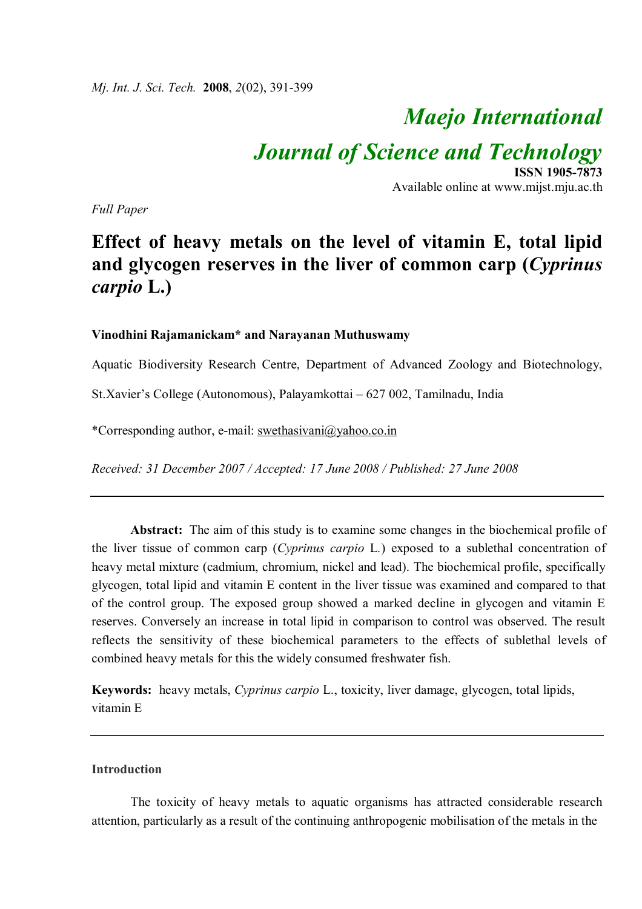*Full Paper*

# Effect of heavy metals on the level of vitamin E, total lipid and glycogen reserves in the liver of common carp (*Cyprinus carpio* L.)

**Vinodhini Rajamanickam\* and Narayanan Muthuswamy**

Aquatic Biodiversity Research Centre, Department of Advanced Zoology and Biotechnology, St.Xavier's College (Autonomous), Palayamkottai – 627 002, Tamilnadu, India

\*Corresponding author, e-mail: swethasivani@yahoo.co.in

*Received: 31 December 2007 / Accepted: 17 June 2008 / Published: 27 June 2008*

---

**Abstract:** The aim of this study is to examine some changes in the biochemical profile of the liver tissue of common carp (*Cyprinus carpio* L.) exposed to a sublethal concentration of heavy metal mixture (cadmium, chromium, nickel and lead). The biochemical profile, specifically glycogen, total lipid and vitamin E content in the liver tissue was examined and compared to that of the control group. The exposed group showed a marked decline in glycogen and vitamin E reserves. Conversely an increase in total lipid in comparison to control was observed. The result reflects the sensitivity of these biochemical parameters to the effects of sublethal levels of combined heavy metals for this the widely consumed freshwater fish.

**Keywords:** heavy metals, *Cyprinus carpio* L., toxicity, liver damage, glycogen, total lipids, vitamin E

---

## Introduction

The toxicity of heavy metals to aquatic organisms has attracted considerable research attention, particularly as a result of the continuing anthropogenic mobilisation of the metals in the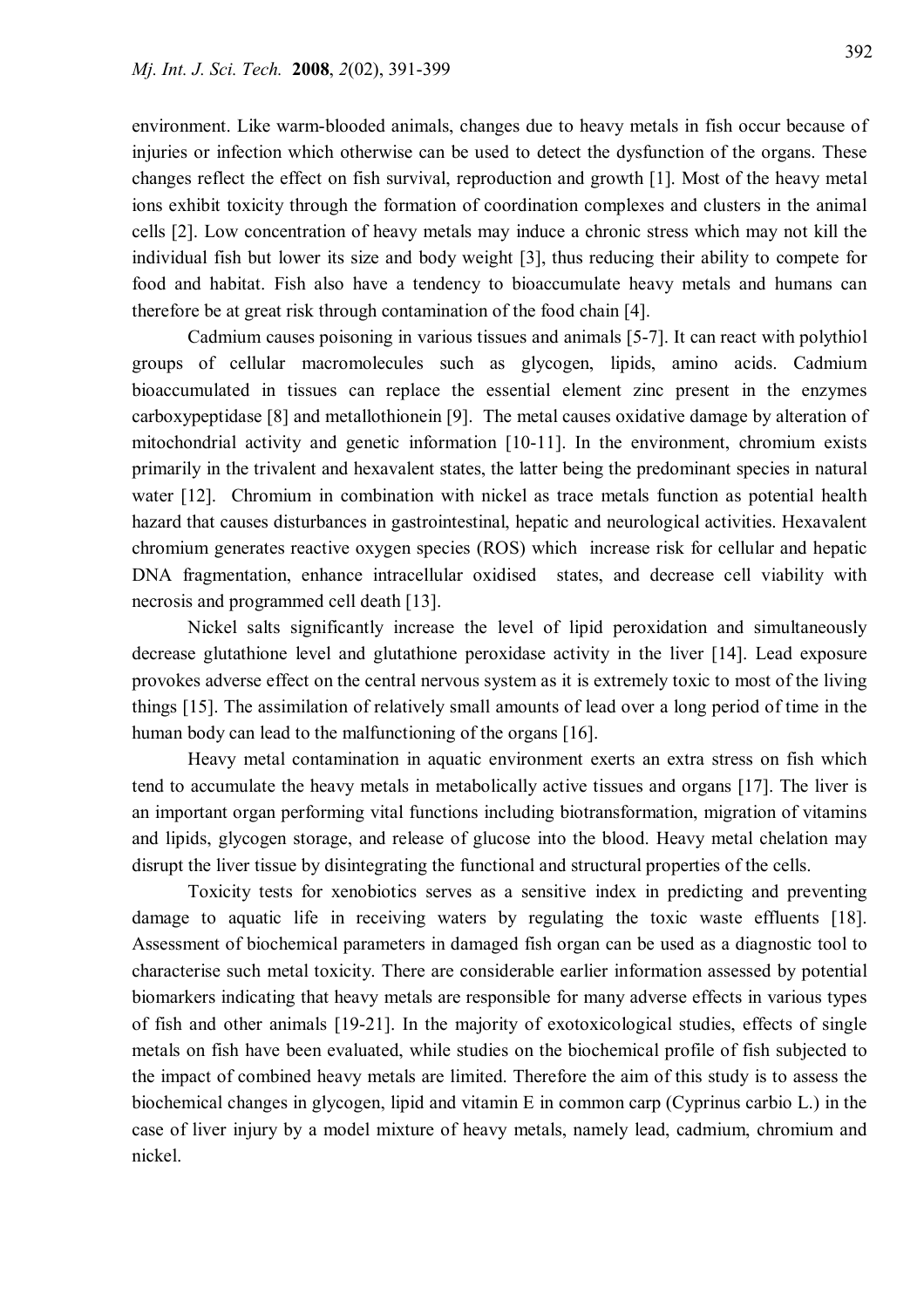environment. Like warm-blooded animals, changes due to heavy metals in fish occur because of injuries or infection which otherwise can be used to detect the dysfunction of the organs. These changes reflect the effect on fish survival, reproduction and growth [1]. Most of the heavy metal ions exhibit toxicity through the formation of coordination complexes and clusters in the animal cells [2]. Low concentration of heavy metals may induce a chronic stress which may not kill the individual fish but lower its size and body weight [3], thus reducing their ability to compete for food and habitat. Fish also have a tendency to bioaccumulate heavy metals and humans can therefore be at great risk through contamination of the food chain [4].

Cadmium causes poisoning in various tissues and animals [5-7]. It can react with polythiol groups of cellular macromolecules such as glycogen, lipids, amino acids. Cadmium bioaccumulated in tissues can replace the essential element zinc present in the enzymes carboxypeptidase [8] and metallothionein [9]. The metal causes oxidative damage by alteration of mitochondrial activity and genetic information [10-11]. In the environment, chromium exists primarily in the trivalent and hexavalent states, the latter being the predominant species in natural water [12]. Chromium in combination with nickel as trace metals function as potential health hazard that causes disturbances in gastrointestinal, hepatic and neurological activities. Hexavalent chromium generates reactive oxygen species (ROS) which increase risk for cellular and hepatic DNA fragmentation, enhance intracellular oxidised states, and decrease cell viability with necrosis and programmed cell death [13].

Nickel salts significantly increase the level of lipid peroxidation and simultaneously decrease glutathione level and glutathione peroxidase activity in the liver [14]. Lead exposure provokes adverse effect on the central nervous system as it is extremely toxic to most of the living things [15]. The assimilation of relatively small amounts of lead over a long period of time in the human body can lead to the malfunctioning of the organs [16].

Heavy metal contamination in aquatic environment exerts an extra stress on fish which tend to accumulate the heavy metals in metabolically active tissues and organs [17]. The liver is an important organ performing vital functions including biotransformation, migration of vitamins and lipids, glycogen storage, and release of glucose into the blood. Heavy metal chelation may disrupt the liver tissue by disintegrating the functional and structural properties of the cells.

Toxicity tests for xenobiotics serves as a sensitive index in predicting and preventing damage to aquatic life in receiving waters by regulating the toxic waste effluents [18]. Assessment of biochemical parameters in damaged fish organ can be used as a diagnostic tool to characterise such metal toxicity. There are considerable earlier information assessed by potential biomarkers indicating that heavy metals are responsible for many adverse effects in various types of fish and other animals [19-21]. In the majority of exotoxicological studies, effects of single metals on fish have been evaluated, while studies on the biochemical profile of fish subjected to the impact of combined heavy metals are limited. Therefore the aim of this study is to assess the biochemical changes in glycogen, lipid and vitamin E in common carp (Cyprinus carbio L.) in the case of liver injury by a model mixture of heavy metals, namely lead, cadmium, chromium and nickel.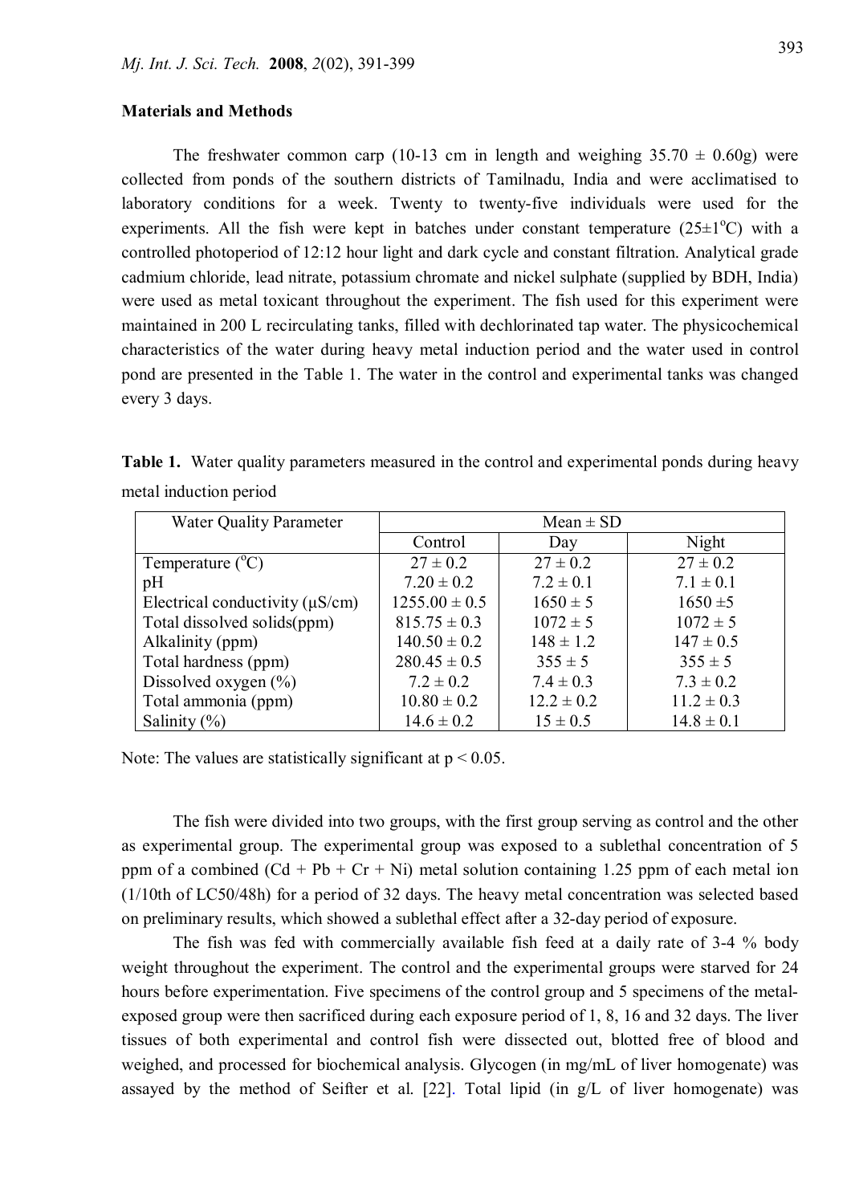## Materials and Methods

The freshwater common carp (10-13 cm in length and weighing 35.70 ± 0.60g) were collected from ponds of the southern districts of Tamilnadu, India and were acclimatised to laboratory conditions for a week. Twenty to twenty-five individuals were used for the experiments. All the fish were kept in batches under constant temperature (25±1$^{o}$C) with a controlled photoperiod of 12:12 hour light and dark cycle and constant filtration. Analytical grade cadmium chloride, lead nitrate, potassium chromate and nickel sulphate (supplied by BDH, India) were used as metal toxicant throughout the experiment. The fish used for this experiment were maintained in 200 L recirculating tanks, filled with dechlorinated tap water. The physicochemical characteristics of the water during heavy metal induction period and the water used in control pond are presented in the Table 1. The water in the control and experimental tanks was changed every 3 days.

**Table 1.** Water quality parameters measured in the control and experimental ponds during heavy metal induction period

| Water Quality Parameter | Mean ± SD | | |
|---|---|---|---|
| | Control | Day | Night |
| Temperature ($^{o}$C) | 27 ± 0.2 | 27 ± 0.2 | 27 ± 0.2 |
| pH | 7.20 ± 0.2 | 7.2 ± 0.1 | 7.1 ± 0.1 |
| Electrical conductivity (μS/cm) | 1255.00 ± 0.5 | 1650 ± 5 | 1650 ±5 |
| Total dissolved solids(ppm) | 815.75 ± 0.3 | 1072 ± 5 | 1072 ± 5 |
| Alkalinity (ppm) | 140.50 ± 0.2 | 148 ± 1.2 | 147 ± 0.5 |
| Total hardness (ppm) | 280.45 ± 0.5 | 355 ± 5 | 355 ± 5 |
| Dissolved oxygen (%) | 7.2 ± 0.2 | 7.4 ± 0.3 | 7.3 ± 0.2 |
| Total ammonia (ppm) | 10.80 ± 0.2 | 12.2 ± 0.2 | 11.2 ± 0.3 |
| Salinity (%) | 14.6 ± 0.2 | 15 ± 0.5 | 14.8 ± 0.1 |

Note: The values are statistically significant at $p < 0.05$.

The fish were divided into two groups, with the first group serving as control and the other as experimental group. The experimental group was exposed to a sublethal concentration of 5 ppm of a combined (Cd + Pb + Cr + Ni) metal solution containing 1.25 ppm of each metal ion (1/10th of LC50/48h) for a period of 32 days. The heavy metal concentration was selected based on preliminary results, which showed a sublethal effect after a 32-day period of exposure.

The fish was fed with commercially available fish feed at a daily rate of 3-4 % body weight throughout the experiment. The control and the experimental groups were starved for 24 hours before experimentation. Five specimens of the control group and 5 specimens of the metal-exposed group were then sacrificed during each exposure period of 1, 8, 16 and 32 days. The liver tissues of both experimental and control fish were dissected out, blotted free of blood and weighed, and processed for biochemical analysis. Glycogen (in mg/mL of liver homogenate) was assayed by the method of Seifter et al. [22]. Total lipid (in g/L of liver homogenate) was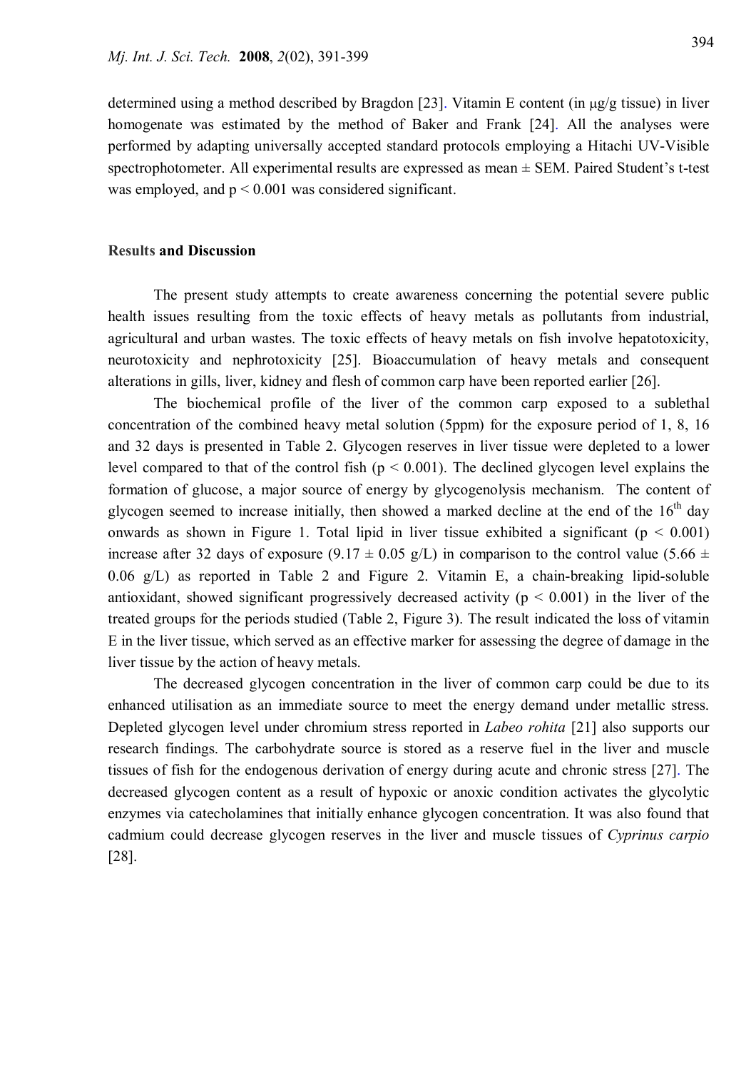determined using a method described by Bragdon [23]. Vitamin E content (in μg/g tissue) in liver homogenate was estimated by the method of Baker and Frank [24]. All the analyses were performed by adapting universally accepted standard protocols employing a Hitachi UV-Visible spectrophotometer. All experimental results are expressed as mean ± SEM. Paired Student's t-test was employed, and $p < 0.001$ was considered significant.

## Results and Discussion

The present study attempts to create awareness concerning the potential severe public health issues resulting from the toxic effects of heavy metals as pollutants from industrial, agricultural and urban wastes. The toxic effects of heavy metals on fish involve hepatotoxicity, neurotoxicity and nephrotoxicity [25]. Bioaccumulation of heavy metals and consequent alterations in gills, liver, kidney and flesh of common carp have been reported earlier [26].

The biochemical profile of the liver of the common carp exposed to a sublethal concentration of the combined heavy metal solution (5ppm) for the exposure period of 1, 8, 16 and 32 days is presented in Table 2. Glycogen reserves in liver tissue were depleted to a lower level compared to that of the control fish ($p < 0.001$). The declined glycogen level explains the formation of glucose, a major source of energy by glycogenolysis mechanism. The content of glycogen seemed to increase initially, then showed a marked decline at the end of the 16$^{th}$ day onwards as shown in Figure 1. Total lipid in liver tissue exhibited a significant ($p < 0.001$) increase after 32 days of exposure (9.17 ± 0.05 g/L) in comparison to the control value (5.66 ± 0.06 g/L) as reported in Table 2 and Figure 2. Vitamin E, a chain-breaking lipid-soluble antioxidant, showed significant progressively decreased activity ($p < 0.001$) in the liver of the treated groups for the periods studied (Table 2, Figure 3). The result indicated the loss of vitamin E in the liver tissue, which served as an effective marker for assessing the degree of damage in the liver tissue by the action of heavy metals.

The decreased glycogen concentration in the liver of common carp could be due to its enhanced utilisation as an immediate source to meet the energy demand under metallic stress. Depleted glycogen level under chromium stress reported in *Labeo rohita* [21] also supports our research findings. The carbohydrate source is stored as a reserve fuel in the liver and muscle tissues of fish for the endogenous derivation of energy during acute and chronic stress [27]. The decreased glycogen content as a result of hypoxic or anoxic condition activates the glycolytic enzymes via catecholamines that initially enhance glycogen concentration. It was also found that cadmium could decrease glycogen reserves in the liver and muscle tissues of *Cyprinus carpio* [28].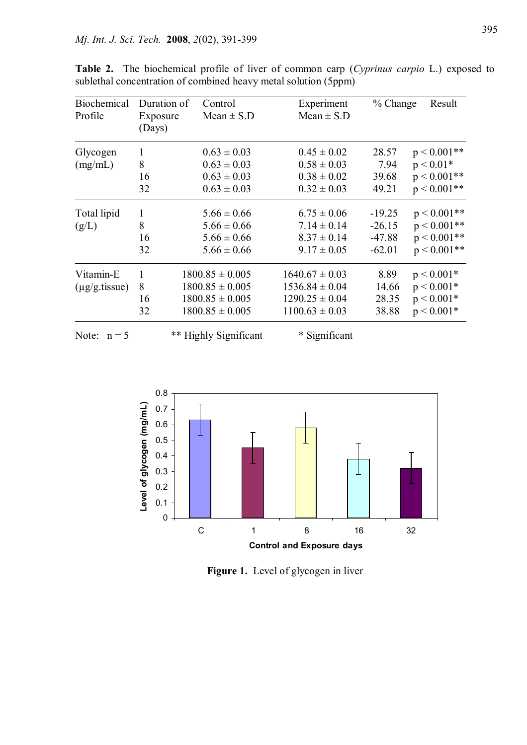**Table 2.** The biochemical profile of liver of common carp (*Cyprinus carpio* L.) exposed to sublethal concentration of combined heavy metal solution (5ppm)

| Biochemical Profile | Duration of Exposure (Days) | Control Mean ± S.D | Experiment Mean ± S.D | % Change | Result |
|---|---|---|---|---|---|
| Glycogen (mg/mL) | 1 | 0.63 ± 0.03 | 0.45 ± 0.02 | 28.57 | $p < 0.001$** |
| | 8 | 0.63 ± 0.03 | 0.58 ± 0.03 | 7.94 | $p < 0.01$* |
| | 16 | 0.63 ± 0.03 | 0.38 ± 0.02 | 39.68 | $p < 0.001$** |
| | 32 | 0.63 ± 0.03 | 0.32 ± 0.03 | 49.21 | $p < 0.001$** |
| Total lipid (g/L) | 1 | 5.66 ± 0.66 | 6.75 ± 0.06 | -19.25 | $p < 0.001$** |
| | 8 | 5.66 ± 0.66 | 7.14 ± 0.14 | -26.15 | $p < 0.001$** |
| | 16 | 5.66 ± 0.66 | 8.37 ± 0.14 | -47.88 | $p < 0.001$** |
| | 32 | 5.66 ± 0.66 | 9.17 ± 0.05 | -62.01 | $p < 0.001$** |
| Vitamin-E (µg/g.tissue) | 1 | 1800.85 ± 0.005 | 1640.67 ± 0.03 | 8.89 | $p < 0.001$* |
| | 8 | 1800.85 ± 0.005 | 1536.84 ± 0.04 | 14.66 | $p < 0.001$* |
| | 16 | 1800.85 ± 0.005 | 1290.25 ± 0.04 | 28.35 | $p < 0.001$* |
| | 32 | 1800.85 ± 0.005 | 1100.63 ± 0.03 | 38.88 | $p < 0.001$* |

Note: n = 5 &nbsp;&nbsp;&nbsp; ** Highly Significant &nbsp;&nbsp;&nbsp; * Significant

**Figure 1.** Level of glycogen in liver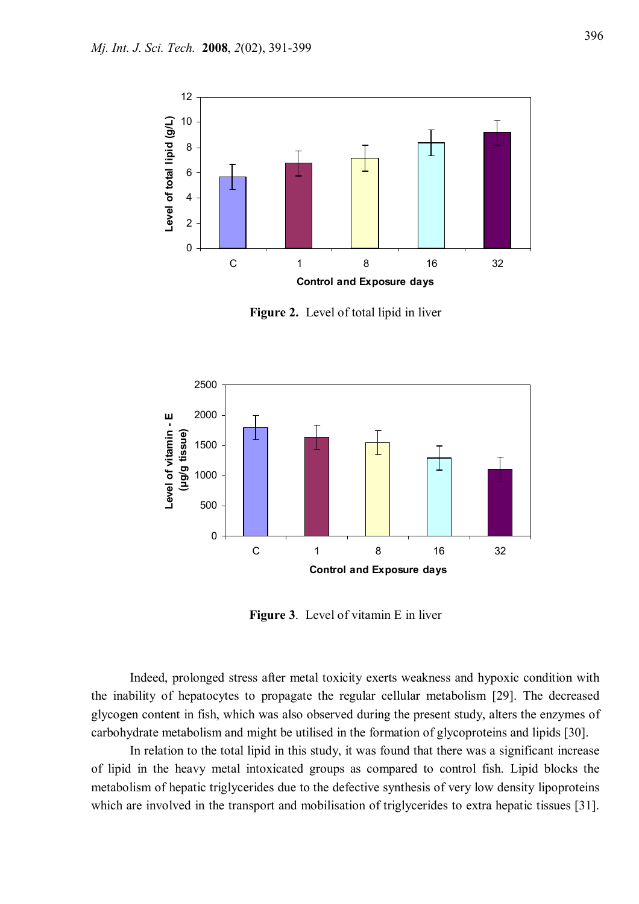**Figure 2.** Level of total lipid in liver

**Figure 3**. Level of vitamin E in liver

Indeed, prolonged stress after metal toxicity exerts weakness and hypoxic condition with the inability of hepatocytes to propagate the regular cellular metabolism [29]. The decreased glycogen content in fish, which was also observed during the present study, alters the enzymes of carbohydrate metabolism and might be utilised in the formation of glycoproteins and lipids [30].

In relation to the total lipid in this study, it was found that there was a significant increase of lipid in the heavy metal intoxicated groups as compared to control fish. Lipid blocks the metabolism of hepatic triglycerides due to the defective synthesis of very low density lipoproteins which are involved in the transport and mobilisation of triglycerides to extra hepatic tissues [31].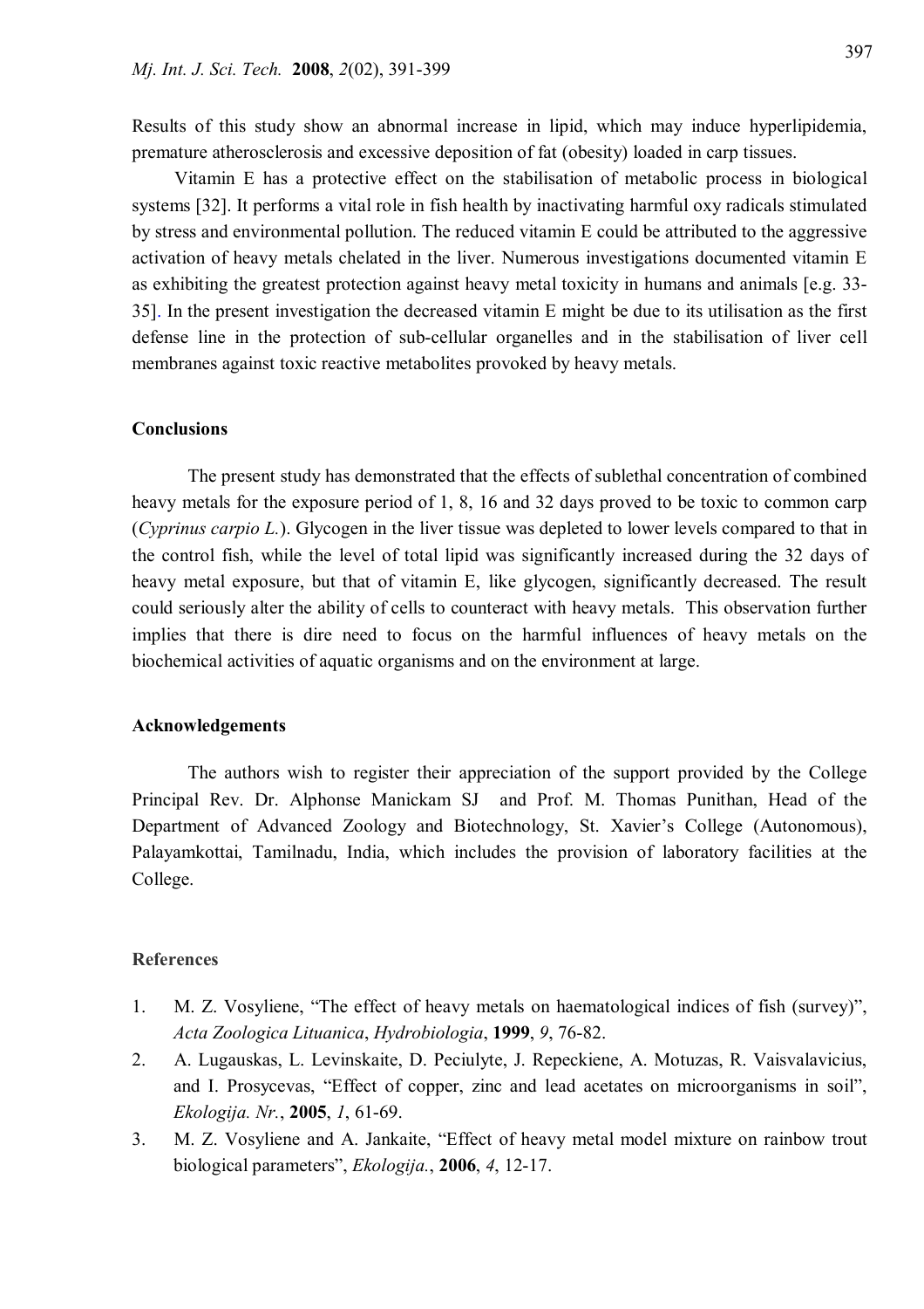Results of this study show an abnormal increase in lipid, which may induce hyperlipidemia, premature atherosclerosis and excessive deposition of fat (obesity) loaded in carp tissues.

Vitamin E has a protective effect on the stabilisation of metabolic process in biological systems [32]. It performs a vital role in fish health by inactivating harmful oxy radicals stimulated by stress and environmental pollution. The reduced vitamin E could be attributed to the aggressive activation of heavy metals chelated in the liver. Numerous investigations documented vitamin E as exhibiting the greatest protection against heavy metal toxicity in humans and animals [e.g. 33-35]. In the present investigation the decreased vitamin E might be due to its utilisation as the first defense line in the protection of sub-cellular organelles and in the stabilisation of liver cell membranes against toxic reactive metabolites provoked by heavy metals.

## Conclusions

The present study has demonstrated that the effects of sublethal concentration of combined heavy metals for the exposure period of 1, 8, 16 and 32 days proved to be toxic to common carp (*Cyprinus carpio L.*). Glycogen in the liver tissue was depleted to lower levels compared to that in the control fish, while the level of total lipid was significantly increased during the 32 days of heavy metal exposure, but that of vitamin E, like glycogen, significantly decreased. The result could seriously alter the ability of cells to counteract with heavy metals. This observation further implies that there is dire need to focus on the harmful influences of heavy metals on the biochemical activities of aquatic organisms and on the environment at large.

## Acknowledgements

The authors wish to register their appreciation of the support provided by the College Principal Rev. Dr. Alphonse Manickam SJ and Prof. M. Thomas Punithan, Head of the Department of Advanced Zoology and Biotechnology, St. Xavier's College (Autonomous), Palayamkottai, Tamilnadu, India, which includes the provision of laboratory facilities at the College.

## References

1. M. Z. Vosyliene, "The effect of heavy metals on haematological indices of fish (survey)", *Acta Zoologica Lituanica*, *Hydrobiologia*, **1999**, *9*, 76-82.
2. A. Lugauskas, L. Levinskaite, D. Peciulyte, J. Repeckiene, A. Motuzas, R. Vaisvalavicius, and I. Prosycevas, "Effect of copper, zinc and lead acetates on microorganisms in soil", *Ekologija. Nr.*, **2005**, *1*, 61-69.
3. M. Z. Vosyliene and A. Jankaite, "Effect of heavy metal model mixture on rainbow trout biological parameters", *Ekologija.*, **2006**, *4*, 12-17.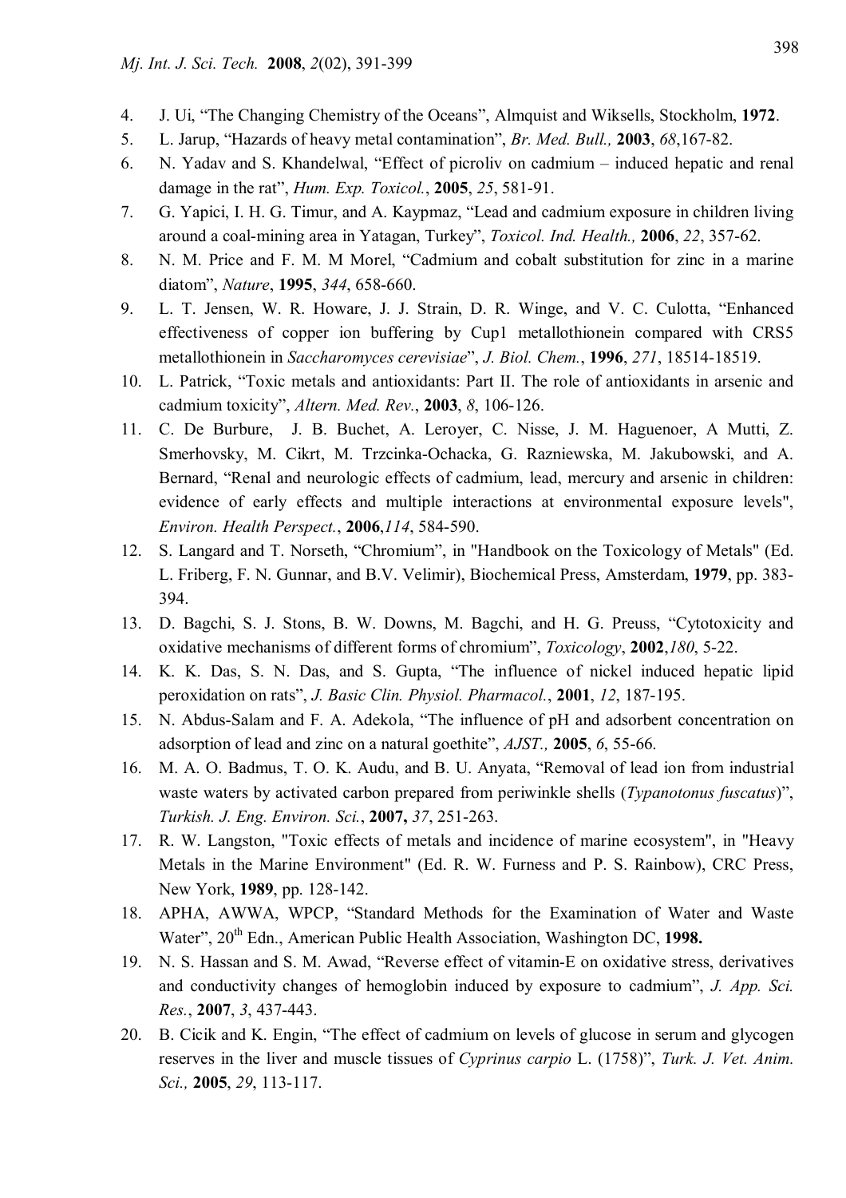4. J. Ui, "The Changing Chemistry of the Oceans", Almquist and Wiksells, Stockholm, **1972**.
5. L. Jarup, "Hazards of heavy metal contamination", *Br. Med. Bull.,* **2003**, *68*,167-82.
6. N. Yadav and S. Khandelwal, "Effect of picroliv on cadmium – induced hepatic and renal damage in the rat", *Hum. Exp. Toxicol.*, **2005**, *25*, 581-91.
7. G. Yapici, I. H. G. Timur, and A. Kaypmaz, "Lead and cadmium exposure in children living around a coal-mining area in Yatagan, Turkey", *Toxicol. Ind. Health.,* **2006**, *22*, 357-62.
8. N. M. Price and F. M. M Morel, "Cadmium and cobalt substitution for zinc in a marine diatom", *Nature*, **1995**, *344*, 658-660.
9. L. T. Jensen, W. R. Howare, J. J. Strain, D. R. Winge, and V. C. Culotta, "Enhanced effectiveness of copper ion buffering by Cup1 metallothionein compared with CRS5 metallothionein in *Saccharomyces cerevisiae*", *J. Biol. Chem.*, **1996**, *271*, 18514-18519.
10. L. Patrick, "Toxic metals and antioxidants: Part II. The role of antioxidants in arsenic and cadmium toxicity", *Altern. Med. Rev.*, **2003**, *8*, 106-126.
11. C. De Burbure, J. B. Buchet, A. Leroyer, C. Nisse, J. M. Haguenoer, A Mutti, Z. Smerhovsky, M. Cikrt, M. Trzcinka-Ochacka, G. Razniewska, M. Jakubowski, and A. Bernard, "Renal and neurologic effects of cadmium, lead, mercury and arsenic in children: evidence of early effects and multiple interactions at environmental exposure levels", *Environ. Health Perspect.*, **2006**,*114*, 584-590.
12. S. Langard and T. Norseth, "Chromium", in "Handbook on the Toxicology of Metals" (Ed. L. Friberg, F. N. Gunnar, and B.V. Velimir), Biochemical Press, Amsterdam, **1979**, pp. 383-394.
13. D. Bagchi, S. J. Stons, B. W. Downs, M. Bagchi, and H. G. Preuss, "Cytotoxicity and oxidative mechanisms of different forms of chromium", *Toxicology*, **2002**,*180*, 5-22.
14. K. K. Das, S. N. Das, and S. Gupta, "The influence of nickel induced hepatic lipid peroxidation on rats", *J. Basic Clin. Physiol. Pharmacol.*, **2001**, *12*, 187-195.
15. N. Abdus-Salam and F. A. Adekola, "The influence of pH and adsorbent concentration on adsorption of lead and zinc on a natural goethite", *AJST.,* **2005**, *6*, 55-66.
16. M. A. O. Badmus, T. O. K. Audu, and B. U. Anyata, "Removal of lead ion from industrial waste waters by activated carbon prepared from periwinkle shells (*Typanotonus fuscatus*)", *Turkish. J. Eng. Environ. Sci.*, **2007,** *37*, 251-263.
17. R. W. Langston, "Toxic effects of metals and incidence of marine ecosystem", in "Heavy Metals in the Marine Environment" (Ed. R. W. Furness and P. S. Rainbow), CRC Press, New York, **1989**, pp. 128-142.
18. APHA, AWWA, WPCP, "Standard Methods for the Examination of Water and Waste Water", 20th Edn., American Public Health Association, Washington DC, **1998.**
19. N. S. Hassan and S. M. Awad, "Reverse effect of vitamin-E on oxidative stress, derivatives and conductivity changes of hemoglobin induced by exposure to cadmium", *J. App. Sci. Res.*, **2007**, *3*, 437-443.
20. B. Cicik and K. Engin, "The effect of cadmium on levels of glucose in serum and glycogen reserves in the liver and muscle tissues of *Cyprinus carpio* L. (1758)", *Turk. J. Vet. Anim. Sci.,* **2005**, *29*, 113-117.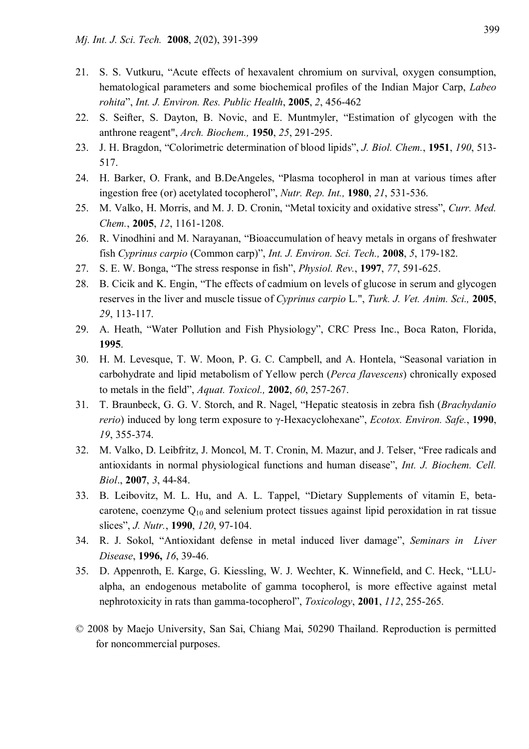21. S. S. Vutkuru, "Acute effects of hexavalent chromium on survival, oxygen consumption, hematological parameters and some biochemical profiles of the Indian Major Carp, *Labeo rohita*", *Int. J. Environ. Res. Public Health*, **2005**, *2*, 456-462
22. S. Seifter, S. Dayton, B. Novic, and E. Muntmyler, "Estimation of glycogen with the anthrone reagent", *Arch. Biochem.,* **1950**, *25*, 291-295.
23. J. H. Bragdon, "Colorimetric determination of blood lipids", *J. Biol. Chem.*, **1951**, *190*, 513-517.
24. H. Barker, O. Frank, and B.DeAngeles, "Plasma tocopherol in man at various times after ingestion free (or) acetylated tocopherol", *Nutr. Rep. Int.,* **1980**, *21*, 531-536.
25. M. Valko, H. Morris, and M. J. D. Cronin, "Metal toxicity and oxidative stress", *Curr. Med. Chem.*, **2005**, *12*, 1161-1208.
26. R. Vinodhini and M. Narayanan, "Bioaccumulation of heavy metals in organs of freshwater fish *Cyprinus carpio* (Common carp)", *Int. J. Environ. Sci. Tech.,* **2008**, *5*, 179-182.
27. S. E. W. Bonga, "The stress response in fish", *Physiol. Rev.*, **1997**, *77*, 591-625.
28. B. Cicik and K. Engin, "The effects of cadmium on levels of glucose in serum and glycogen reserves in the liver and muscle tissue of *Cyprinus carpio* L.", *Turk. J. Vet. Anim. Sci.,* **2005**, *29*, 113-117.
29. A. Heath, "Water Pollution and Fish Physiology", CRC Press Inc., Boca Raton, Florida, **1995**.
30. H. M. Levesque, T. W. Moon, P. G. C. Campbell, and A. Hontela, "Seasonal variation in carbohydrate and lipid metabolism of Yellow perch (*Perca flavescens*) chronically exposed to metals in the field", *Aquat. Toxicol.,* **2002**, *60*, 257-267.
31. T. Braunbeck, G. G. V. Storch, and R. Nagel, "Hepatic steatosis in zebra fish (*Brachydanio rerio*) induced by long term exposure to γ-Hexacyclohexane", *Ecotox. Environ. Safe.*, **1990**, *19*, 355-374.
32. M. Valko, D. Leibfritz, J. Moncol, M. T. Cronin, M. Mazur, and J. Telser, "Free radicals and antioxidants in normal physiological functions and human disease", *Int. J. Biochem. Cell. Biol*., **2007**, *3*, 44-84.
33. B. Leibovitz, M. L. Hu, and A. L. Tappel, "Dietary Supplements of vitamin E, beta-carotene, coenzyme $Q_{10}$ and selenium protect tissues against lipid peroxidation in rat tissue slices", *J. Nutr.*, **1990**, *120*, 97-104.
34. R. J. Sokol, "Antioxidant defense in metal induced liver damage", *Seminars in Liver Disease*, **1996,** *16*, 39-46.
35. D. Appenroth, E. Karge, G. Kiessling, W. J. Wechter, K. Winnefield, and C. Heck, "LLU-alpha, an endogenous metabolite of gamma tocopherol, is more effective against metal nephrotoxicity in rats than gamma-tocopherol", *Toxicology*, **2001**, *112*, 255-265.

© 2008 by Maejo University, San Sai, Chiang Mai, 50290 Thailand. Reproduction is permitted for noncommercial purposes.